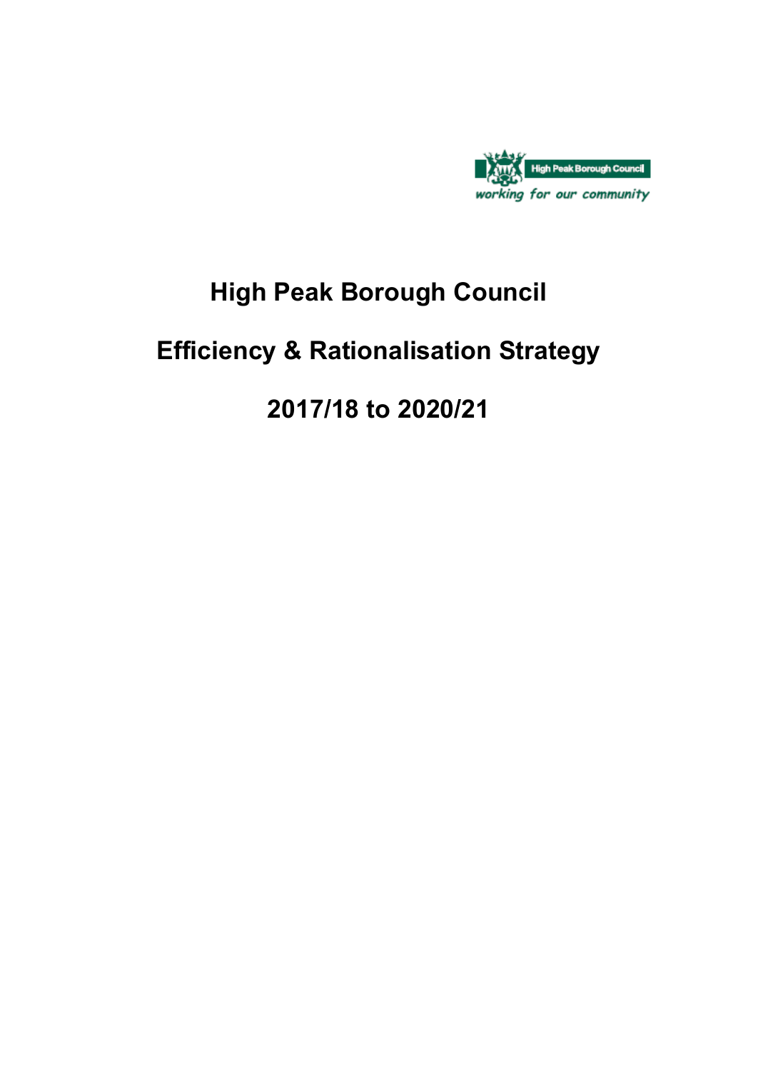# High Peak Borough Council

# Efficiency & Rationalisation Strategy

# 2017/18 to 2020/21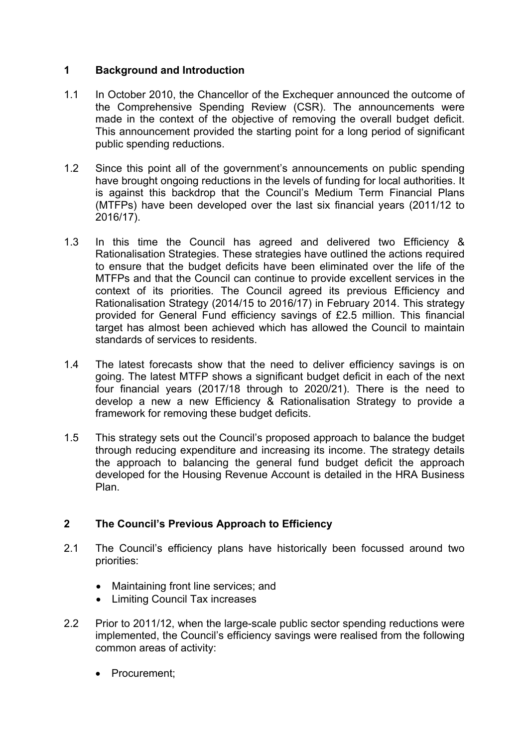## 1 Background and Introduction

1.1 In October 2010, the Chancellor of the Exchequer announced the outcome of the Comprehensive Spending Review (CSR). The announcements were made in the context of the objective of removing the overall budget deficit. This announcement provided the starting point for a long period of significant public spending reductions.

1.2 Since this point all of the government's announcements on public spending have brought ongoing reductions in the levels of funding for local authorities. It is against this backdrop that the Council's Medium Term Financial Plans (MTFPs) have been developed over the last six financial years (2011/12 to 2016/17).

1.3 In this time the Council has agreed and delivered two Efficiency & Rationalisation Strategies. These strategies have outlined the actions required to ensure that the budget deficits have been eliminated over the life of the MTFPs and that the Council can continue to provide excellent services in the context of its priorities. The Council agreed its previous Efficiency and Rationalisation Strategy (2014/15 to 2016/17) in February 2014. This strategy provided for General Fund efficiency savings of £2.5 million. This financial target has almost been achieved which has allowed the Council to maintain standards of services to residents.

1.4 The latest forecasts show that the need to deliver efficiency savings is on going. The latest MTFP shows a significant budget deficit in each of the next four financial years (2017/18 through to 2020/21). There is the need to develop a new a new Efficiency & Rationalisation Strategy to provide a framework for removing these budget deficits.

1.5 This strategy sets out the Council's proposed approach to balance the budget through reducing expenditure and increasing its income. The strategy details the approach to balancing the general fund budget deficit the approach developed for the Housing Revenue Account is detailed in the HRA Business Plan.

## 2 The Council's Previous Approach to Efficiency

2.1 The Council's efficiency plans have historically been focussed around two priorities:

- Maintaining front line services; and
- Limiting Council Tax increases

2.2 Prior to 2011/12, when the large-scale public sector spending reductions were implemented, the Council's efficiency savings were realised from the following common areas of activity:

- Procurement;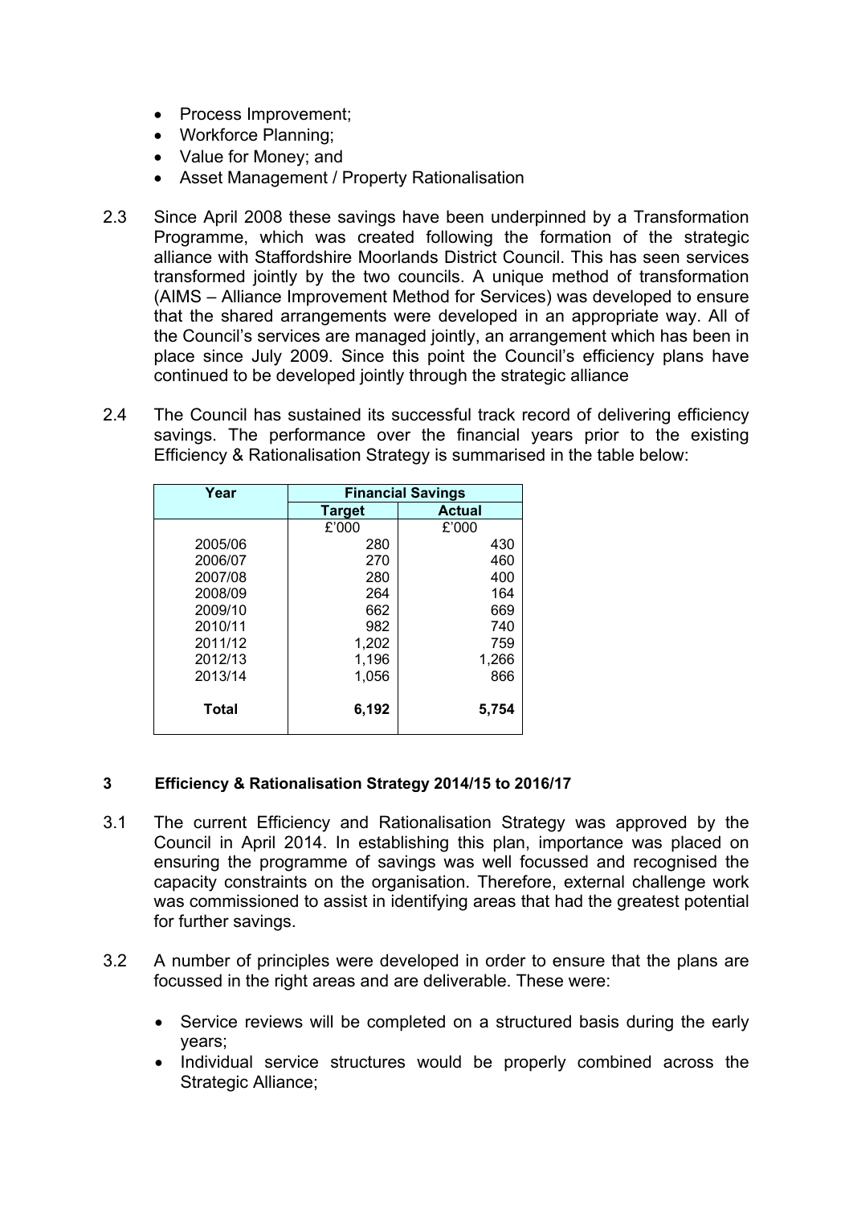- Process Improvement;
- Workforce Planning;
- Value for Money; and
- Asset Management / Property Rationalisation

2.3 Since April 2008 these savings have been underpinned by a Transformation Programme, which was created following the formation of the strategic alliance with Staffordshire Moorlands District Council. This has seen services transformed jointly by the two councils. A unique method of transformation (AIMS – Alliance Improvement Method for Services) was developed to ensure that the shared arrangements were developed in an appropriate way. All of the Council's services are managed jointly, an arrangement which has been in place since July 2009. Since this point the Council's efficiency plans have continued to be developed jointly through the strategic alliance

2.4 The Council has sustained its successful track record of delivering efficiency savings. The performance over the financial years prior to the existing Efficiency & Rationalisation Strategy is summarised in the table below:

| Year | Financial Savings | |
|---|---|---|
| | Target | Actual |
| | £'000 | £'000 |
| 2005/06 | 280 | 430 |
| 2006/07 | 270 | 460 |
| 2007/08 | 280 | 400 |
| 2008/09 | 264 | 164 |
| 2009/10 | 662 | 669 |
| 2010/11 | 982 | 740 |
| 2011/12 | 1,202 | 759 |
| 2012/13 | 1,196 | 1,266 |
| 2013/14 | 1,056 | 866 |
| **Total** | **6,192** | **5,754** |

### 3 Efficiency & Rationalisation Strategy 2014/15 to 2016/17

3.1 The current Efficiency and Rationalisation Strategy was approved by the Council in April 2014. In establishing this plan, importance was placed on ensuring the programme of savings was well focussed and recognised the capacity constraints on the organisation. Therefore, external challenge work was commissioned to assist in identifying areas that had the greatest potential for further savings.

3.2 A number of principles were developed in order to ensure that the plans are focussed in the right areas and are deliverable. These were:

- Service reviews will be completed on a structured basis during the early years;
- Individual service structures would be properly combined across the Strategic Alliance;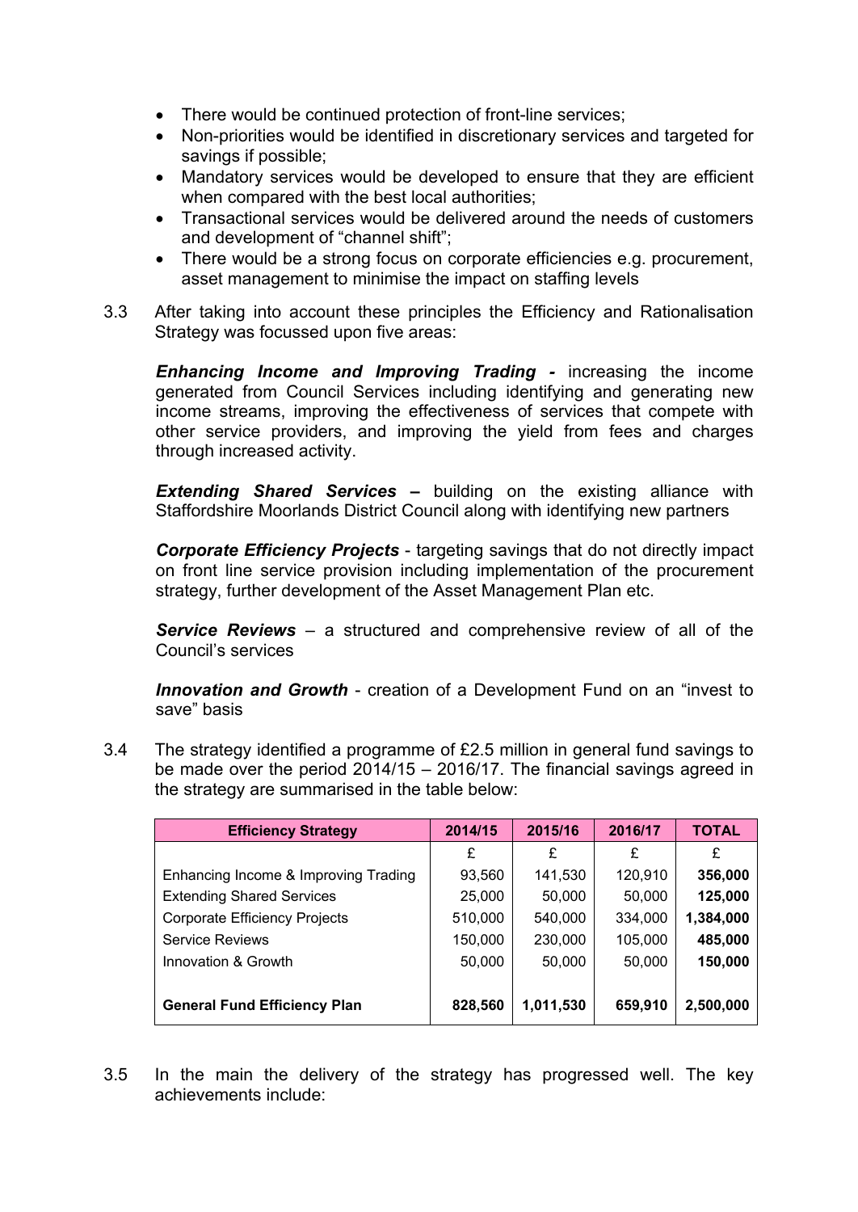- There would be continued protection of front-line services;
- Non-priorities would be identified in discretionary services and targeted for savings if possible;
- Mandatory services would be developed to ensure that they are efficient when compared with the best local authorities;
- Transactional services would be delivered around the needs of customers and development of "channel shift";
- There would be a strong focus on corporate efficiencies e.g. procurement, asset management to minimise the impact on staffing levels

3.3 After taking into account these principles the Efficiency and Rationalisation Strategy was focussed upon five areas:

***Enhancing Income and Improving Trading*** - increasing the income generated from Council Services including identifying and generating new income streams, improving the effectiveness of services that compete with other service providers, and improving the yield from fees and charges through increased activity.

***Extending Shared Services*** **–** building on the existing alliance with Staffordshire Moorlands District Council along with identifying new partners

***Corporate Efficiency Projects*** - targeting savings that do not directly impact on front line service provision including implementation of the procurement strategy, further development of the Asset Management Plan etc.

***Service Reviews*** – a structured and comprehensive review of all of the Council's services

***Innovation and Growth*** - creation of a Development Fund on an "invest to save" basis

3.4 The strategy identified a programme of £2.5 million in general fund savings to be made over the period 2014/15 – 2016/17. The financial savings agreed in the strategy are summarised in the table below:

| Efficiency Strategy | 2014/15 | 2015/16 | 2016/17 | TOTAL |
|---|---|---|---|---|
| | £ | £ | £ | £ |
| Enhancing Income & Improving Trading | 93,560 | 141,530 | 120,910 | **356,000** |
| Extending Shared Services | 25,000 | 50,000 | 50,000 | **125,000** |
| Corporate Efficiency Projects | 510,000 | 540,000 | 334,000 | **1,384,000** |
| Service Reviews | 150,000 | 230,000 | 105,000 | **485,000** |
| Innovation & Growth | 50,000 | 50,000 | 50,000 | **150,000** |
| **General Fund Efficiency Plan** | **828,560** | **1,011,530** | **659,910** | **2,500,000** |

3.5 In the main the delivery of the strategy has progressed well. The key achievements include: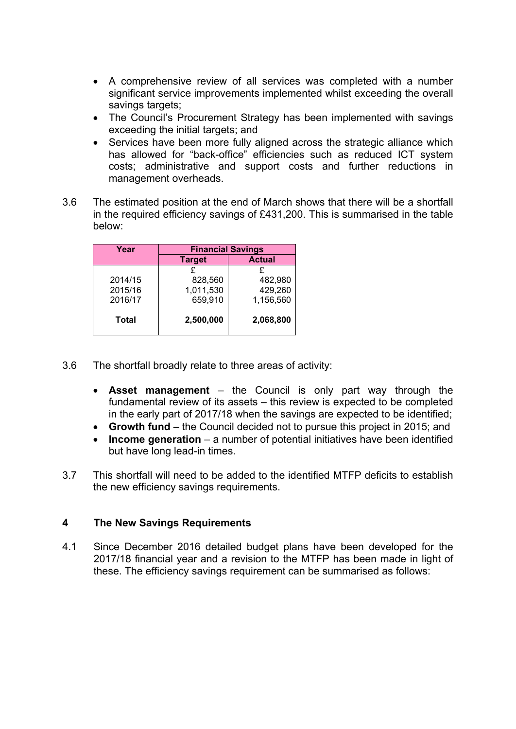- A comprehensive review of all services was completed with a number significant service improvements implemented whilst exceeding the overall savings targets;
- The Council's Procurement Strategy has been implemented with savings exceeding the initial targets; and
- Services have been more fully aligned across the strategic alliance which has allowed for "back-office" efficiencies such as reduced ICT system costs; administrative and support costs and further reductions in management overheads.

3.6 The estimated position at the end of March shows that there will be a shortfall in the required efficiency savings of £431,200. This is summarised in the table below:

| Year | Financial Savings | |
|---|---|---|
| | Target | Actual |
| | £ | £ |
| 2014/15 | 828,560 | 482,980 |
| 2015/16 | 1,011,530 | 429,260 |
| 2016/17 | 659,910 | 1,156,560 |
| **Total** | **2,500,000** | **2,068,800** |

3.6 The shortfall broadly relate to three areas of activity:

- **Asset management** – the Council is only part way through the fundamental review of its assets – this review is expected to be completed in the early part of 2017/18 when the savings are expected to be identified;
- **Growth fund** – the Council decided not to pursue this project in 2015; and
- **Income generation** – a number of potential initiatives have been identified but have long lead-in times.

3.7 This shortfall will need to be added to the identified MTFP deficits to establish the new efficiency savings requirements.

## 4 The New Savings Requirements

4.1 Since December 2016 detailed budget plans have been developed for the 2017/18 financial year and a revision to the MTFP has been made in light of these. The efficiency savings requirement can be summarised as follows: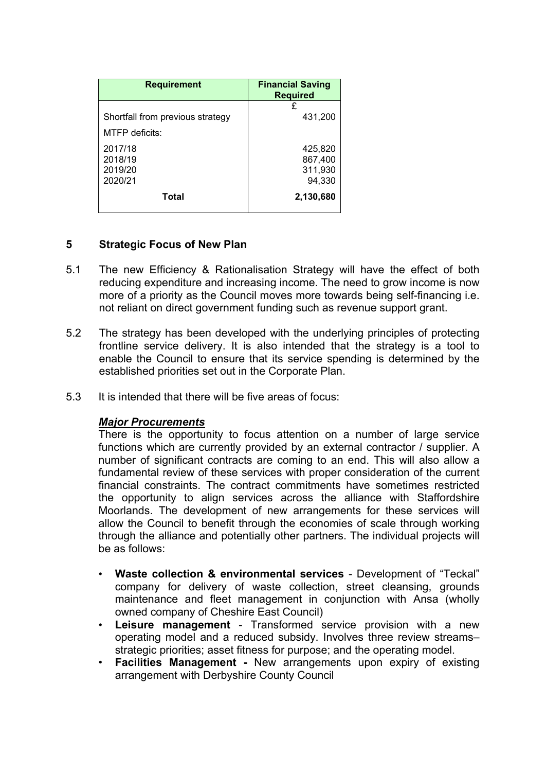| Requirement | Financial Saving Required |
|---|---|
| | £ |
| Shortfall from previous strategy | 431,200 |
| MTFP deficits: | |
| 2017/18 | 425,820 |
| 2018/19 | 867,400 |
| 2019/20 | 311,930 |
| 2020/21 | 94,330 |
| **Total** | **2,130,680** |

## 5 Strategic Focus of New Plan

5.1 The new Efficiency & Rationalisation Strategy will have the effect of both reducing expenditure and increasing income. The need to grow income is now more of a priority as the Council moves more towards being self-financing i.e. not reliant on direct government funding such as revenue support grant.

5.2 The strategy has been developed with the underlying principles of protecting frontline service delivery. It is also intended that the strategy is a tool to enable the Council to ensure that its service spending is determined by the established priorities set out in the Corporate Plan.

5.3 It is intended that there will be five areas of focus:

***Major Procurements***

There is the opportunity to focus attention on a number of large service functions which are currently provided by an external contractor / supplier. A number of significant contracts are coming to an end. This will also allow a fundamental review of these services with proper consideration of the current financial constraints. The contract commitments have sometimes restricted the opportunity to align services across the alliance with Staffordshire Moorlands. The development of new arrangements for these services will allow the Council to benefit through the economies of scale through working through the alliance and potentially other partners. The individual projects will be as follows:

- **Waste collection & environmental services** - Development of "Teckal" company for delivery of waste collection, street cleansing, grounds maintenance and fleet management in conjunction with Ansa (wholly owned company of Cheshire East Council)
- **Leisure management** - Transformed service provision with a new operating model and a reduced subsidy. Involves three review streams– strategic priorities; asset fitness for purpose; and the operating model.
- **Facilities Management -** New arrangements upon expiry of existing arrangement with Derbyshire County Council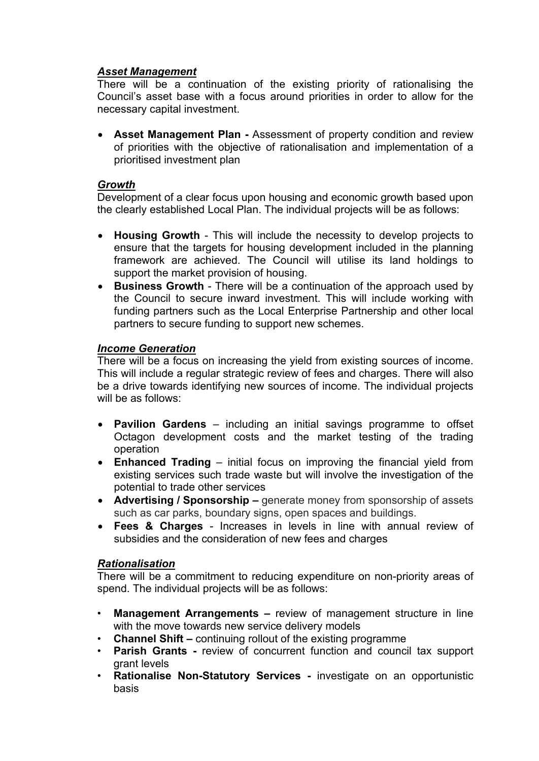***Asset Management***

There will be a continuation of the existing priority of rationalising the Council's asset base with a focus around priorities in order to allow for the necessary capital investment.

- **Asset Management Plan -** Assessment of property condition and review of priorities with the objective of rationalisation and implementation of a prioritised investment plan

***Growth***

Development of a clear focus upon housing and economic growth based upon the clearly established Local Plan. The individual projects will be as follows:

- **Housing Growth** - This will include the necessity to develop projects to ensure that the targets for housing development included in the planning framework are achieved. The Council will utilise its land holdings to support the market provision of housing.
- **Business Growth** - There will be a continuation of the approach used by the Council to secure inward investment. This will include working with funding partners such as the Local Enterprise Partnership and other local partners to secure funding to support new schemes.

***Income Generation***

There will be a focus on increasing the yield from existing sources of income. This will include a regular strategic review of fees and charges. There will also be a drive towards identifying new sources of income. The individual projects will be as follows:

- **Pavilion Gardens** – including an initial savings programme to offset Octagon development costs and the market testing of the trading operation
- **Enhanced Trading** – initial focus on improving the financial yield from existing services such trade waste but will involve the investigation of the potential to trade other services
- **Advertising / Sponsorship –** generate money from sponsorship of assets such as car parks, boundary signs, open spaces and buildings.
- **Fees & Charges** - Increases in levels in line with annual review of subsidies and the consideration of new fees and charges

***Rationalisation***

There will be a commitment to reducing expenditure on non-priority areas of spend. The individual projects will be as follows:

- **Management Arrangements –** review of management structure in line with the move towards new service delivery models
- **Channel Shift –** continuing rollout of the existing programme
- **Parish Grants -** review of concurrent function and council tax support grant levels
- **Rationalise Non-Statutory Services -** investigate on an opportunistic basis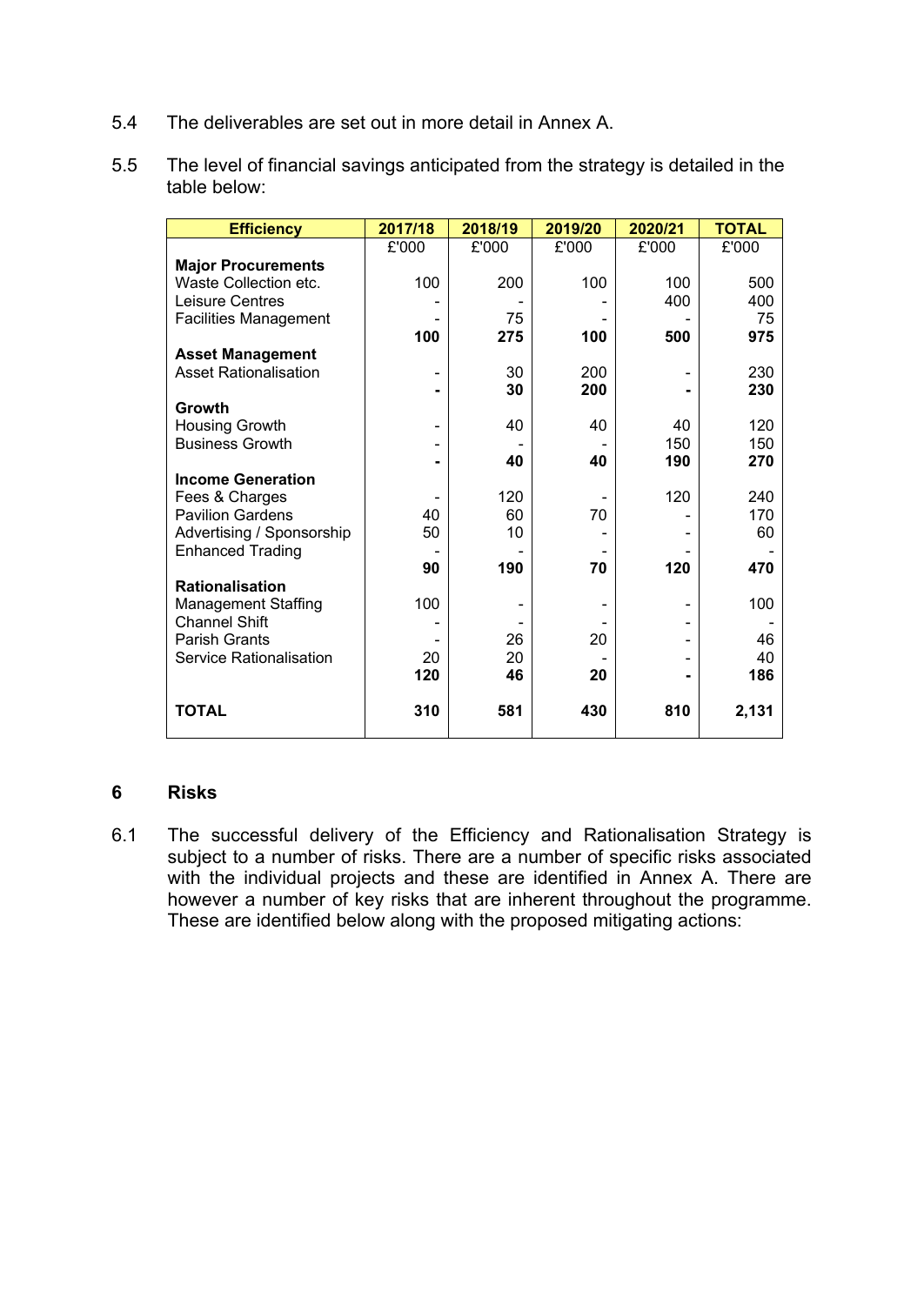5.4 The deliverables are set out in more detail in Annex A.

5.5 The level of financial savings anticipated from the strategy is detailed in the table below:

| Efficiency | 2017/18 | 2018/19 | 2019/20 | 2020/21 | TOTAL |
|---|---|---|---|---|---|
| | £'000 | £'000 | £'000 | £'000 | £'000 |
| **Major Procurements** | | | | | |
| Waste Collection etc. | 100 | 200 | 100 | 100 | 500 |
| Leisure Centres | - | - | - | 400 | 400 |
| Facilities Management | - | 75 | - | - | 75 |
| | **100** | **275** | **100** | **500** | **975** |
| **Asset Management** | | | | | |
| Asset Rationalisation | - | 30 | 200 | - | 230 |
| | **-** | **30** | **200** | **-** | **230** |
| **Growth** | | | | | |
| Housing Growth | - | 40 | 40 | 40 | 120 |
| Business Growth | - | - | - | 150 | 150 |
| | **-** | **40** | **40** | **190** | **270** |
| **Income Generation** | | | | | |
| Fees & Charges | - | 120 | - | 120 | 240 |
| Pavilion Gardens | 40 | 60 | 70 | - | 170 |
| Advertising / Sponsorship | 50 | 10 | - | - | 60 |
| Enhanced Trading | - | - | - | - | - |
| | **90** | **190** | **70** | **120** | **470** |
| **Rationalisation** | | | | | |
| Management Staffing | 100 | - | - | - | 100 |
| Channel Shift | - | - | - | - | - |
| Parish Grants | - | 26 | 20 | - | 46 |
| Service Rationalisation | 20 | 20 | - | - | 40 |
| | **120** | **46** | **20** | **-** | **186** |
| **TOTAL** | **310** | **581** | **430** | **810** | **2,131** |

## 6 Risks

6.1 The successful delivery of the Efficiency and Rationalisation Strategy is subject to a number of risks. There are a number of specific risks associated with the individual projects and these are identified in Annex A. There are however a number of key risks that are inherent throughout the programme. These are identified below along with the proposed mitigating actions: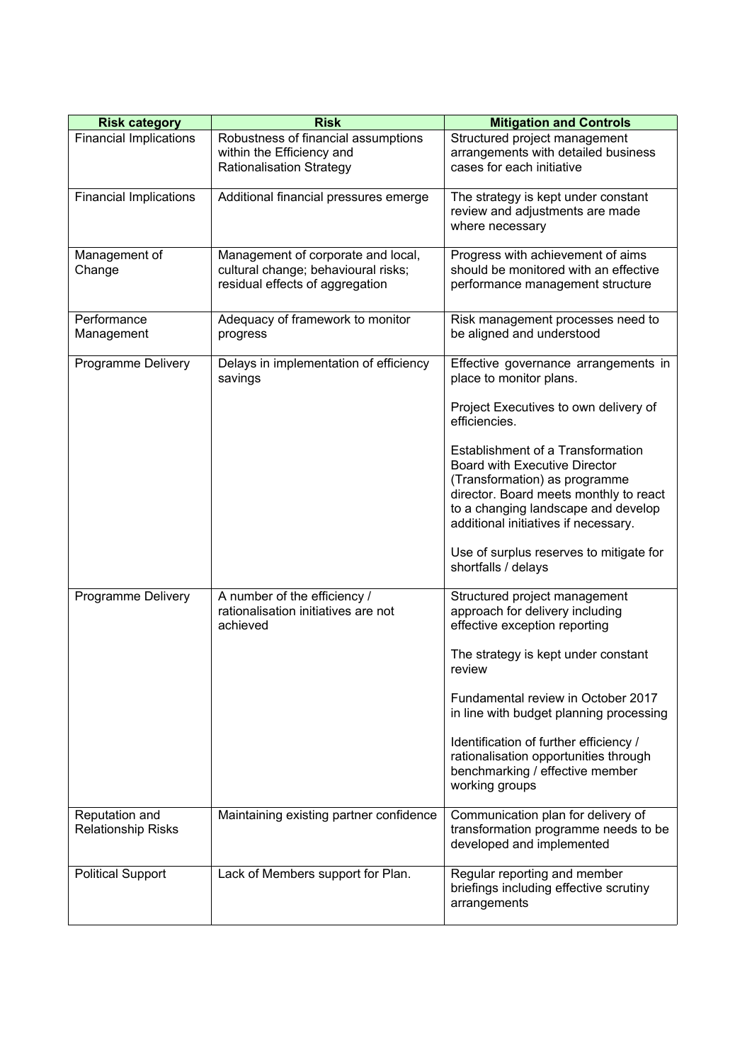| Risk category | Risk | Mitigation and Controls |
| --- | --- | --- |
| Financial Implications | Robustness of financial assumptions within the Efficiency and Rationalisation Strategy | Structured project management arrangements with detailed business cases for each initiative |
| Financial Implications | Additional financial pressures emerge | The strategy is kept under constant review and adjustments are made where necessary |
| Management of Change | Management of corporate and local, cultural change; behavioural risks; residual effects of aggregation | Progress with achievement of aims should be monitored with an effective performance management structure |
| Performance Management | Adequacy of framework to monitor progress | Risk management processes need to be aligned and understood |
| Programme Delivery | Delays in implementation of efficiency savings | Effective governance arrangements in place to monitor plans.<br><br>Project Executives to own delivery of efficiencies.<br><br>Establishment of a Transformation Board with Executive Director (Transformation) as programme director. Board meets monthly to react to a changing landscape and develop additional initiatives if necessary.<br><br>Use of surplus reserves to mitigate for shortfalls / delays |
| Programme Delivery | A number of the efficiency / rationalisation initiatives are not achieved | Structured project management approach for delivery including effective exception reporting<br><br>The strategy is kept under constant review<br><br>Fundamental review in October 2017 in line with budget planning processing<br><br>Identification of further efficiency / rationalisation opportunities through benchmarking / effective member working groups |
| Reputation and Relationship Risks | Maintaining existing partner confidence | Communication plan for delivery of transformation programme needs to be developed and implemented |
| Political Support | Lack of Members support for Plan. | Regular reporting and member briefings including effective scrutiny arrangements |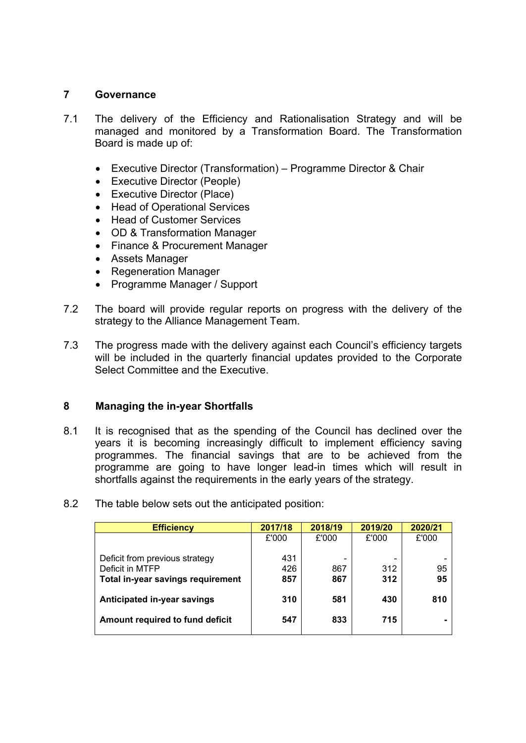## 7 Governance

7.1 The delivery of the Efficiency and Rationalisation Strategy and will be managed and monitored by a Transformation Board. The Transformation Board is made up of:

- Executive Director (Transformation) – Programme Director & Chair
- Executive Director (People)
- Executive Director (Place)
- Head of Operational Services
- Head of Customer Services
- OD & Transformation Manager
- Finance & Procurement Manager
- Assets Manager
- Regeneration Manager
- Programme Manager / Support

7.2 The board will provide regular reports on progress with the delivery of the strategy to the Alliance Management Team.

7.3 The progress made with the delivery against each Council's efficiency targets will be included in the quarterly financial updates provided to the Corporate Select Committee and the Executive.

## 8 Managing the in-year Shortfalls

8.1 It is recognised that as the spending of the Council has declined over the years it is becoming increasingly difficult to implement efficiency saving programmes. The financial savings that are to be achieved from the programme are going to have longer lead-in times which will result in shortfalls against the requirements in the early years of the strategy.

8.2 The table below sets out the anticipated position:

| Efficiency | 2017/18 | 2018/19 | 2019/20 | 2020/21 |
|---|---|---|---|---|
| | £'000 | £'000 | £'000 | £'000 |
| Deficit from previous strategy | 431 | - | - | - |
| Deficit in MTFP | 426 | 867 | 312 | 95 |
| **Total in-year savings requirement** | **857** | **867** | **312** | **95** |
| **Anticipated in-year savings** | **310** | **581** | **430** | **810** |
| **Amount required to fund deficit** | **547** | **833** | **715** | **-** |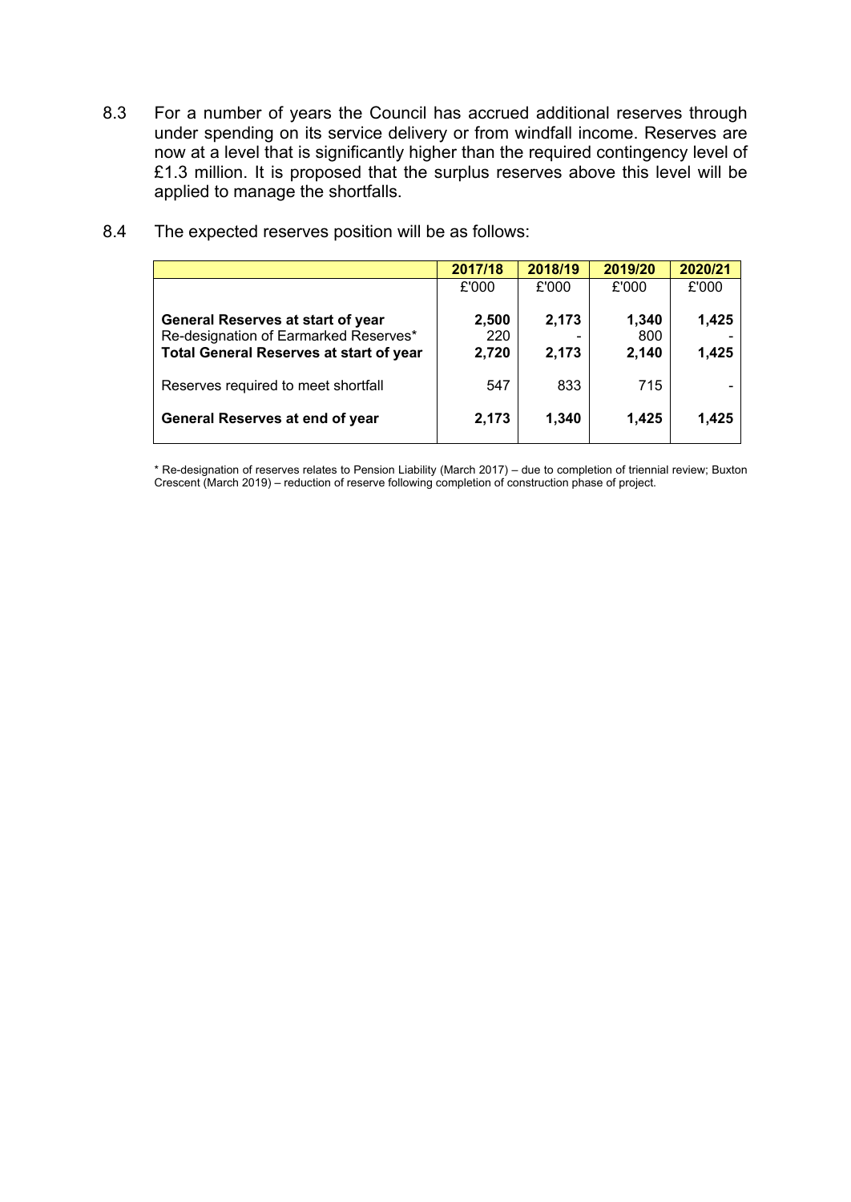8.3 For a number of years the Council has accrued additional reserves through under spending on its service delivery or from windfall income. Reserves are now at a level that is significantly higher than the required contingency level of £1.3 million. It is proposed that the surplus reserves above this level will be applied to manage the shortfalls.

8.4 The expected reserves position will be as follows:

| | 2017/18 | 2018/19 | 2019/20 | 2020/21 |
|---|---|---|---|---|
| | £'000 | £'000 | £'000 | £'000 |
| **General Reserves at start of year** | **2,500** | **2,173** | **1,340** | **1,425** |
| Re-designation of Earmarked Reserves* | 220 | - | 800 | - |
| **Total General Reserves at start of year** | **2,720** | **2,173** | **2,140** | **1,425** |
| Reserves required to meet shortfall | 547 | 833 | 715 | - |
| **General Reserves at end of year** | **2,173** | **1,340** | **1,425** | **1,425** |

* Re-designation of reserves relates to Pension Liability (March 2017) – due to completion of triennial review; Buxton Crescent (March 2019) – reduction of reserve following completion of construction phase of project.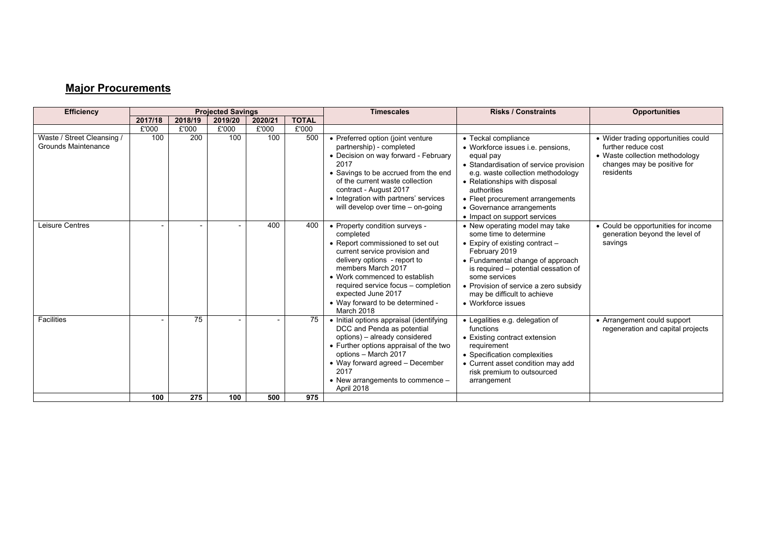## **Major Procurements**

| Efficiency | Projected Savings | | | | | Timescales | Risks / Constraints | Opportunities |
|---|---|---|---|---|---|---|---|---|
| | 2017/18 | 2018/19 | 2019/20 | 2020/21 | TOTAL | | | |
| | £'000 | £'000 | £'000 | £'000 | £'000 | | | |
| Waste / Street Cleansing / Grounds Maintenance | 100 | 200 | 100 | 100 | 500 | • Preferred option (joint venture partnership) - completed<br>• Decision on way forward - February 2017<br>• Savings to be accrued from the end of the current waste collection contract - August 2017<br>• Integration with partners' services will develop over time – on-going | • Teckal compliance<br>• Workforce issues i.e. pensions, equal pay<br>• Standardisation of service provision e.g. waste collection methodology<br>• Relationships with disposal authorities<br>• Fleet procurement arrangements<br>• Governance arrangements<br>• Impact on support services | • Wider trading opportunities could further reduce cost<br>• Waste collection methodology changes may be positive for residents |
| Leisure Centres | - | - | - | 400 | 400 | • Property condition surveys - completed<br>• Report commissioned to set out current service provision and delivery options - report to members March 2017<br>• Work commenced to establish required service focus – completion expected June 2017<br>• Way forward to be determined - March 2018 | • New operating model may take some time to determine<br>• Expiry of existing contract – February 2019<br>• Fundamental change of approach is required – potential cessation of some services<br>• Provision of service a zero subsidy may be difficult to achieve<br>• Workforce issues | • Could be opportunities for income generation beyond the level of savings |
| Facilities | - | 75 | - | - | 75 | • Initial options appraisal (identifying DCC and Penda as potential options) – already considered<br>• Further options appraisal of the two options – March 2017<br>• Way forward agreed – December 2017<br>• New arrangements to commence – April 2018 | • Legalities e.g. delegation of functions<br>• Existing contract extension requirement<br>• Specification complexities<br>• Current asset condition may add risk premium to outsourced arrangement | • Arrangement could support regeneration and capital projects |
| | **100** | **275** | **100** | **500** | **975** | | | |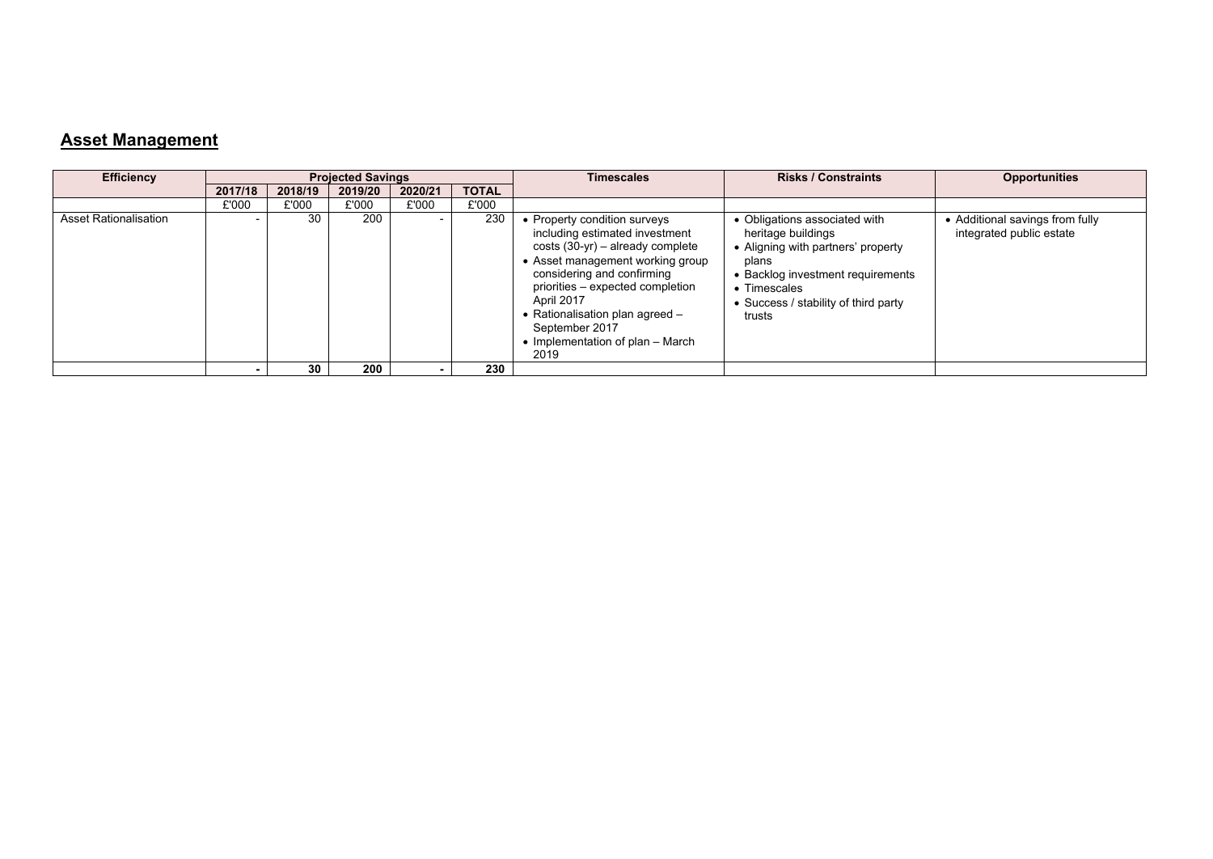## Asset Management

| Efficiency | Projected Savings | | | | | Timescales | Risks / Constraints | Opportunities |
|---|---|---|---|---|---|---|---|---|
| | 2017/18 | 2018/19 | 2019/20 | 2020/21 | TOTAL | | | |
| | £'000 | £'000 | £'000 | £'000 | £'000 | | | |
| Asset Rationalisation | - | 30 | 200 | - | 230 | • Property condition surveys including estimated investment costs (30-yr) – already complete<br>• Asset management working group considering and confirming priorities – expected completion April 2017<br>• Rationalisation plan agreed – September 2017<br>• Implementation of plan – March 2019 | • Obligations associated with heritage buildings<br>• Aligning with partners' property plans<br>• Backlog investment requirements<br>• Timescales<br>• Success / stability of third party trusts | • Additional savings from fully integrated public estate |
| | **-** | **30** | **200** | **-** | **230** | | | |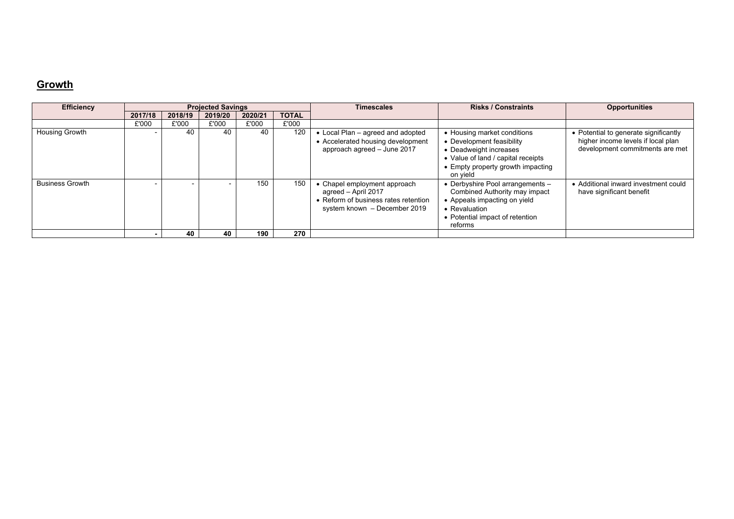## Growth

| Efficiency | Projected Savings | | | | | Timescales | Risks / Constraints | Opportunities |
|---|---|---|---|---|---|---|---|---|
| | 2017/18 | 2018/19 | 2019/20 | 2020/21 | TOTAL | | | |
| | £'000 | £'000 | £'000 | £'000 | £'000 | | | |
| Housing Growth | - | 40 | 40 | 40 | 120 | • Local Plan – agreed and adopted<br>• Accelerated housing development approach agreed – June 2017 | • Housing market conditions<br>• Development feasibility<br>• Deadweight increases<br>• Value of land / capital receipts<br>• Empty property growth impacting on yield | • Potential to generate significantly higher income levels if local plan development commitments are met |
| Business Growth | - | - | - | 150 | 150 | • Chapel employment approach agreed – April 2017<br>• Reform of business rates retention system known – December 2019 | • Derbyshire Pool arrangements – Combined Authority may impact<br>• Appeals impacting on yield<br>• Revaluation<br>• Potential impact of retention reforms | • Additional inward investment could have significant benefit |
| | **-** | **40** | **40** | **190** | **270** | | | |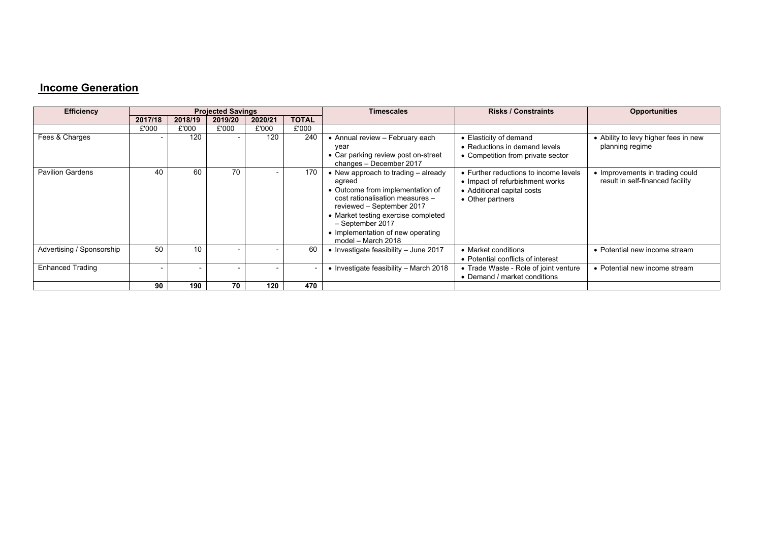## Income Generation

| Efficiency | Projected Savings | | | | | Timescales | Risks / Constraints | Opportunities |
|---|---|---|---|---|---|---|---|---|
| | 2017/18 | 2018/19 | 2019/20 | 2020/21 | TOTAL | | | |
| | £'000 | £'000 | £'000 | £'000 | £'000 | | | |
| Fees & Charges | - | 120 | - | 120 | 240 | • Annual review – February each year<br>• Car parking review post on-street changes – December 2017 | • Elasticity of demand<br>• Reductions in demand levels<br>• Competition from private sector | • Ability to levy higher fees in new planning regime |
| Pavilion Gardens | 40 | 60 | 70 | - | 170 | • New approach to trading – already agreed<br>• Outcome from implementation of cost rationalisation measures – reviewed – September 2017<br>• Market testing exercise completed – September 2017<br>• Implementation of new operating model – March 2018 | • Further reductions to income levels<br>• Impact of refurbishment works<br>• Additional capital costs<br>• Other partners | • Improvements in trading could result in self-financed facility |
| Advertising / Sponsorship | 50 | 10 | - | - | 60 | • Investigate feasibility – June 2017 | • Market conditions<br>• Potential conflicts of interest | • Potential new income stream |
| Enhanced Trading | - | - | - | - | - | • Investigate feasibility – March 2018 | • Trade Waste - Role of joint venture<br>• Demand / market conditions | • Potential new income stream |
| | 90 | 190 | 70 | 120 | 470 | | | |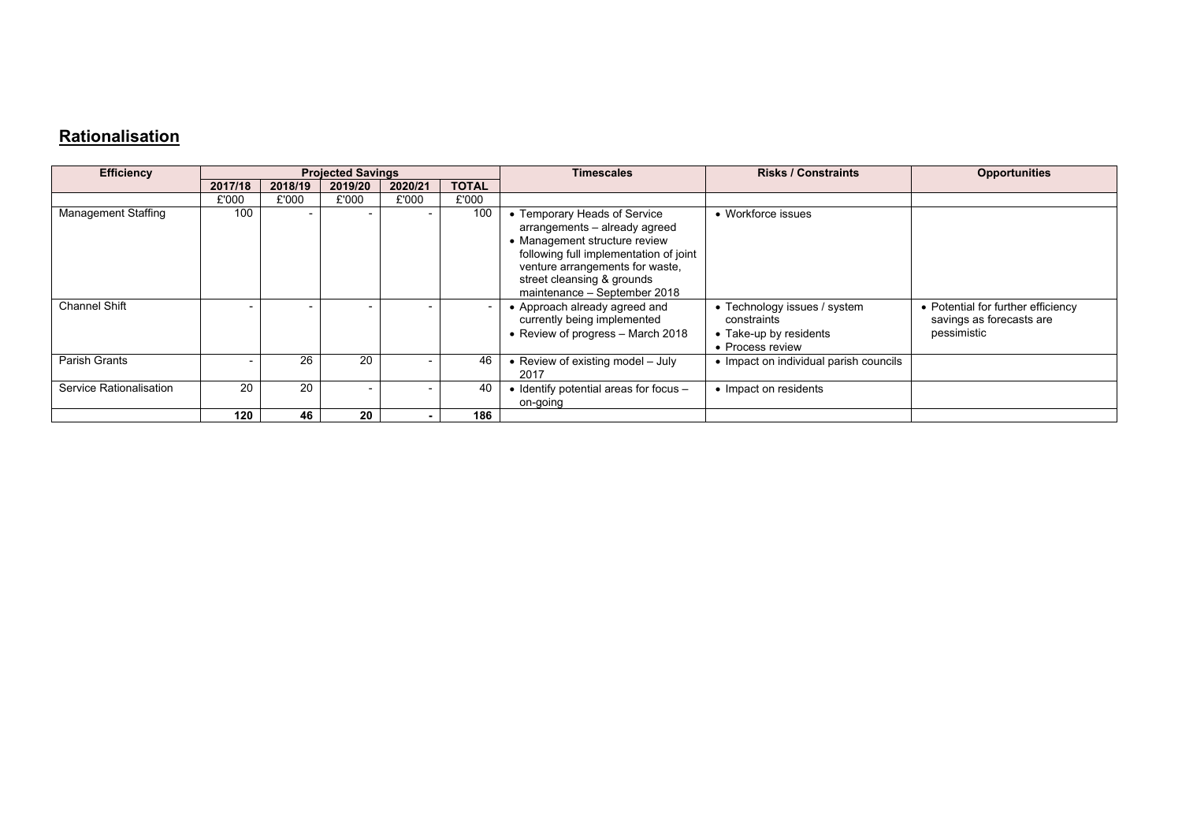## Rationalisation

| Efficiency | Projected Savings | | | | | Timescales | Risks / Constraints | Opportunities |
|---|---|---|---|---|---|---|---|---|
| | 2017/18 | 2018/19 | 2019/20 | 2020/21 | TOTAL | | | |
| | £'000 | £'000 | £'000 | £'000 | £'000 | | | |
| Management Staffing | 100 | - | - | - | 100 | • Temporary Heads of Service arrangements – already agreed<br>• Management structure review following full implementation of joint venture arrangements for waste, street cleansing & grounds maintenance – September 2018 | • Workforce issues | |
| Channel Shift | - | - | - | - | - | • Approach already agreed and currently being implemented<br>• Review of progress – March 2018 | • Technology issues / system constraints<br>• Take-up by residents<br>• Process review | • Potential for further efficiency savings as forecasts are pessimistic |
| Parish Grants | - | 26 | 20 | - | 46 | • Review of existing model – July 2017 | • Impact on individual parish councils | |
| Service Rationalisation | 20 | 20 | - | - | 40 | • Identify potential areas for focus – on-going | • Impact on residents | |
| | **120** | **46** | **20** | **-** | **186** | | | |